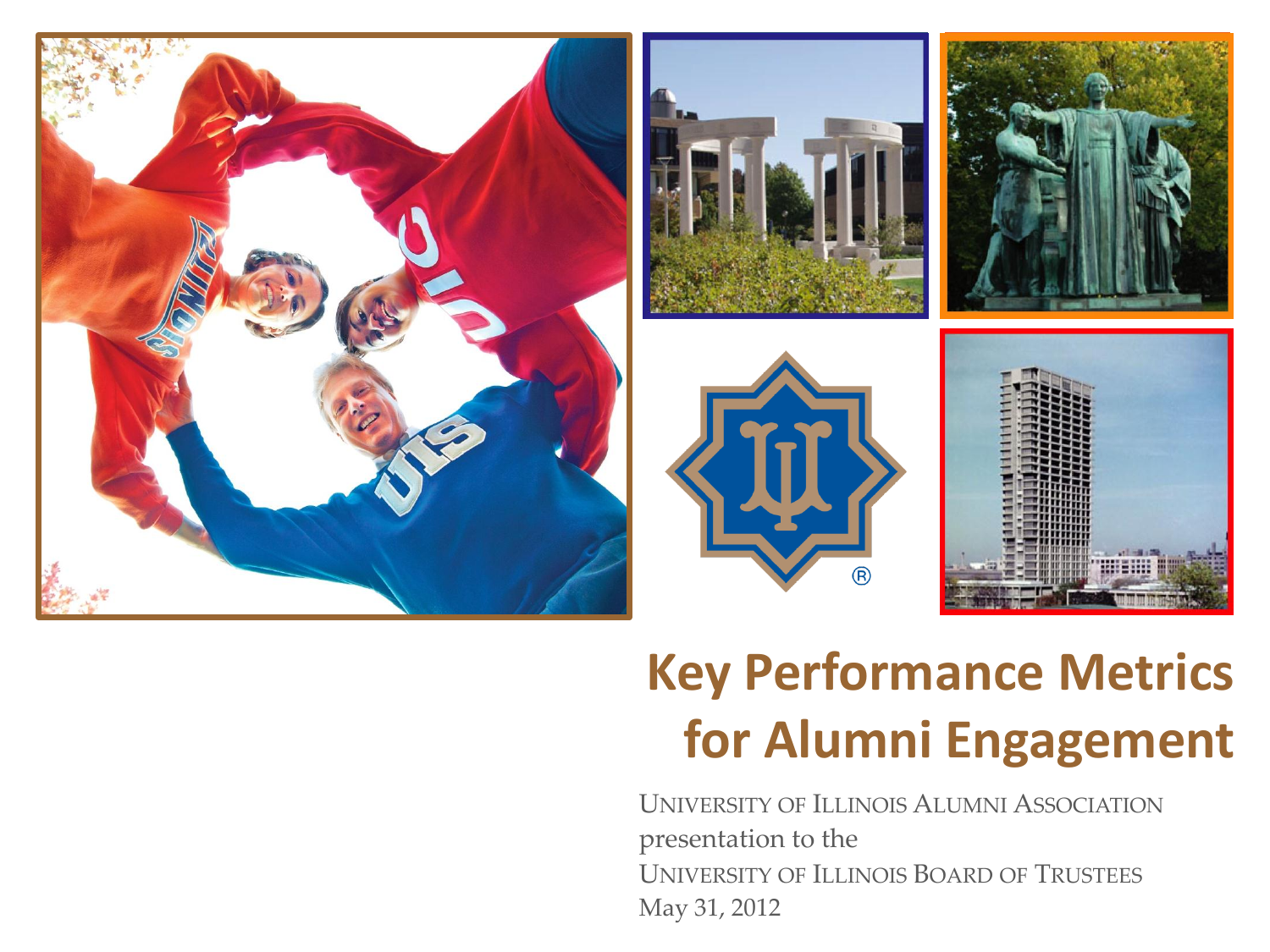# Key Performance Metrics for Alumni Engagement

UNIVERSITY OF ILLINOIS ALUMNI ASSOCIATION
presentation to the
UNIVERSITY OF ILLINOIS BOARD OF TRUSTEES
May 31, 2012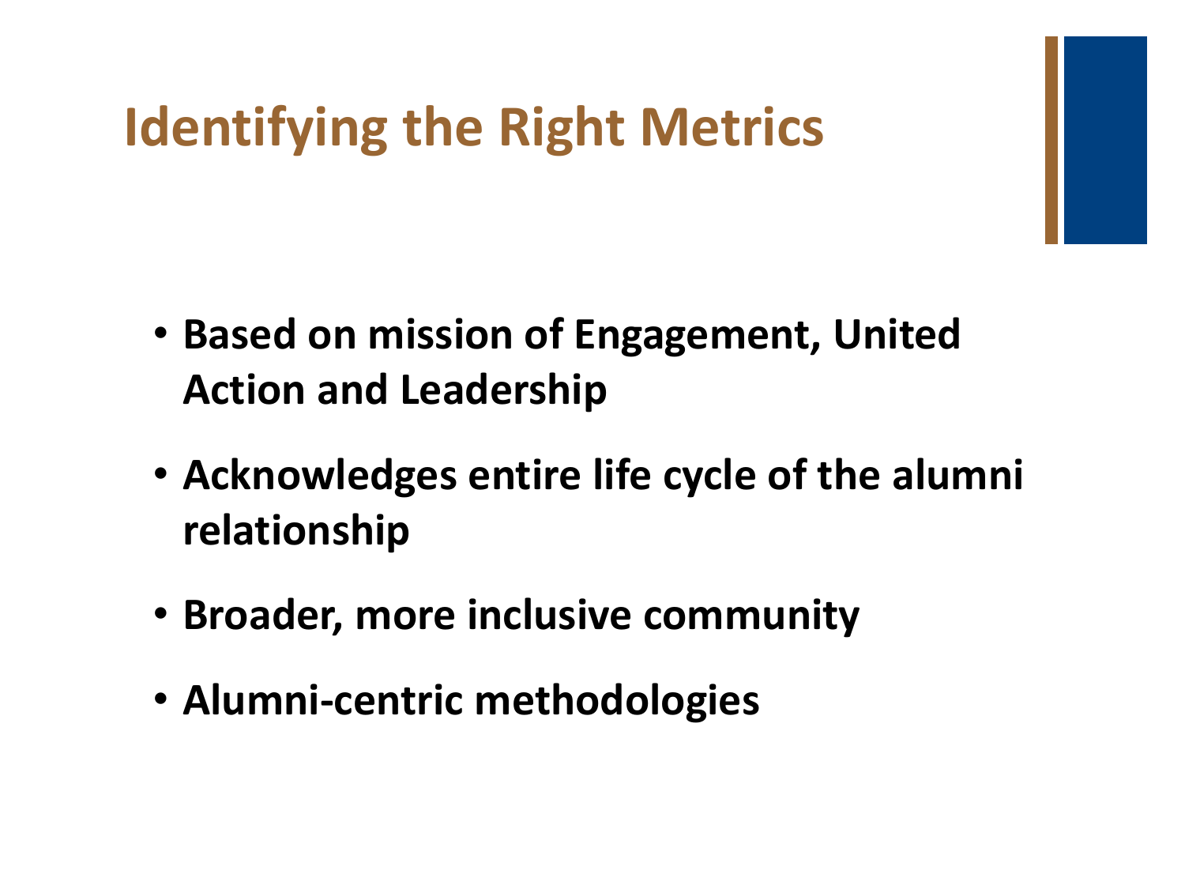# Identifying the Right Metrics

- **Based on mission of Engagement, United Action and Leadership**
- **Acknowledges entire life cycle of the alumni relationship**
- **Broader, more inclusive community**
- **Alumni-centric methodologies**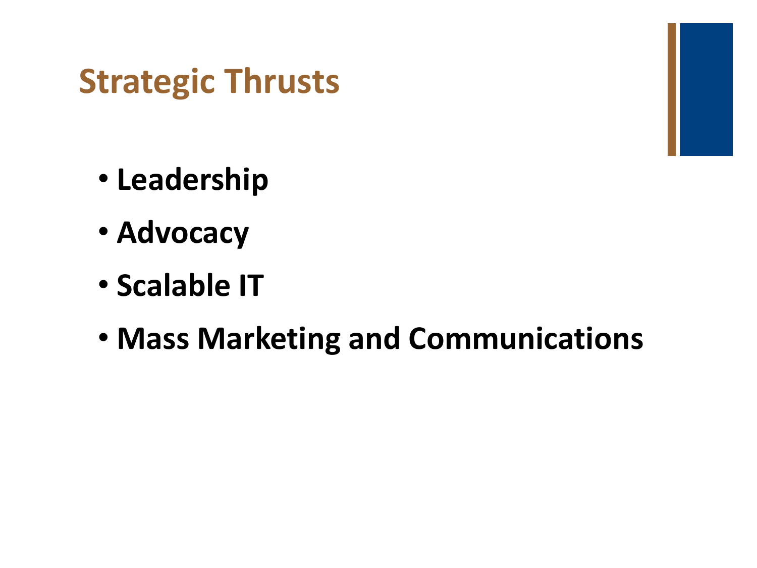# Strategic Thrusts

- **Leadership**
- **Advocacy**
- **Scalable IT**
- **Mass Marketing and Communications**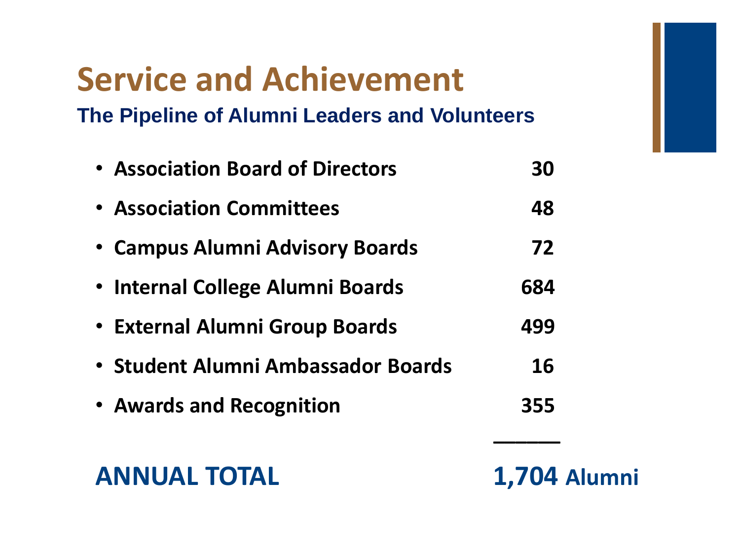# Service and Achievement

### The Pipeline of Alumni Leaders and Volunteers

| | |
|---|---:|
| • **Association Board of Directors** | **30** |
| • **Association Committees** | **48** |
| • **Campus Alumni Advisory Boards** | **72** |
| • **Internal College Alumni Boards** | **684** |
| • **External Alumni Group Boards** | **499** |
| • **Student Alumni Ambassador Boards** | **16** |
| • **Awards and Recognition** | **355** |
| **ANNUAL TOTAL** | **1,704 Alumni** |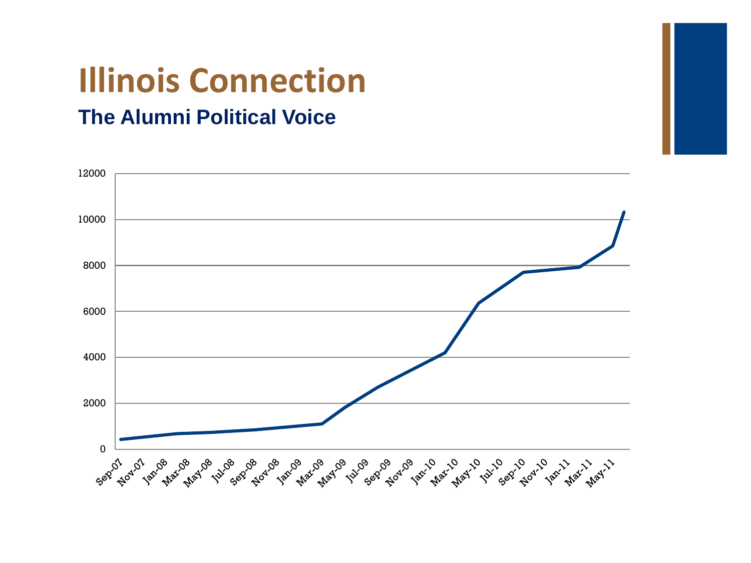# Illinois Connection

## The Alumni Political Voice

12000

10000

8000

6000

4000

2000

0

Sep-07 Nov-07 Jan-08 Mar-08 May-08 Jul-08 Sep-08 Nov-08 Jan-09 Mar-09 May-09 Jul-09 Sep-09 Nov-09 Jan-10 Mar-10 May-10 Jul-10 Sep-10 Nov-10 Jan-11 Mar-11 May-11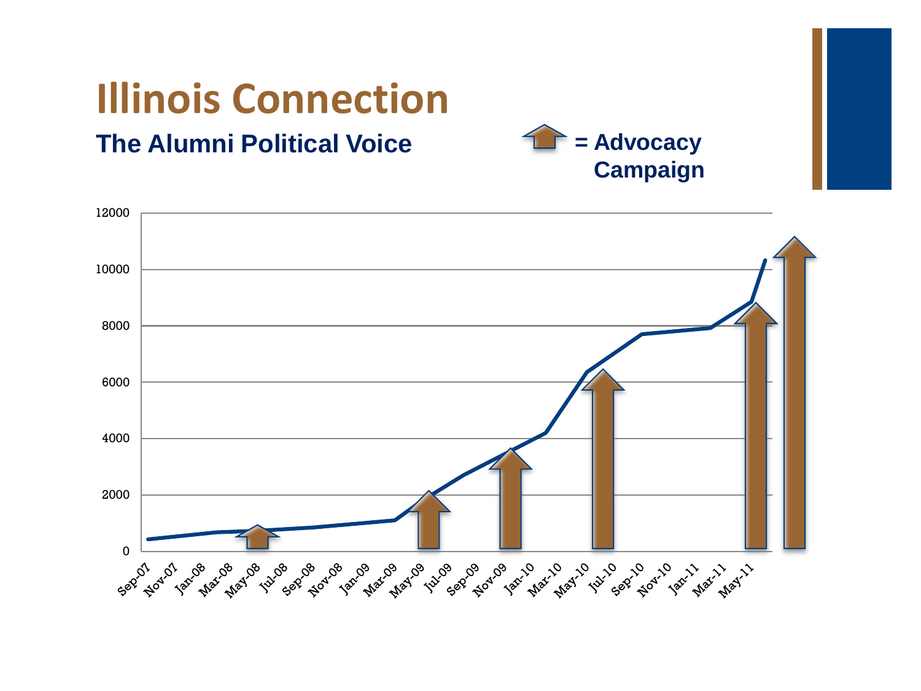# Illinois Connection

## The Alumni Political Voice

= Advocacy Campaign

12000

10000

8000

6000

4000

2000

0

Sep-07 Nov-07 Jan-08 Mar-08 May-08 Jul-08 Sep-08 Nov-08 Jan-09 Mar-09 May-09 Jul-09 Sep-09 Nov-09 Jan-10 Mar-10 May-10 Jul-10 Sep-10 Nov-10 Jan-11 Mar-11 May-11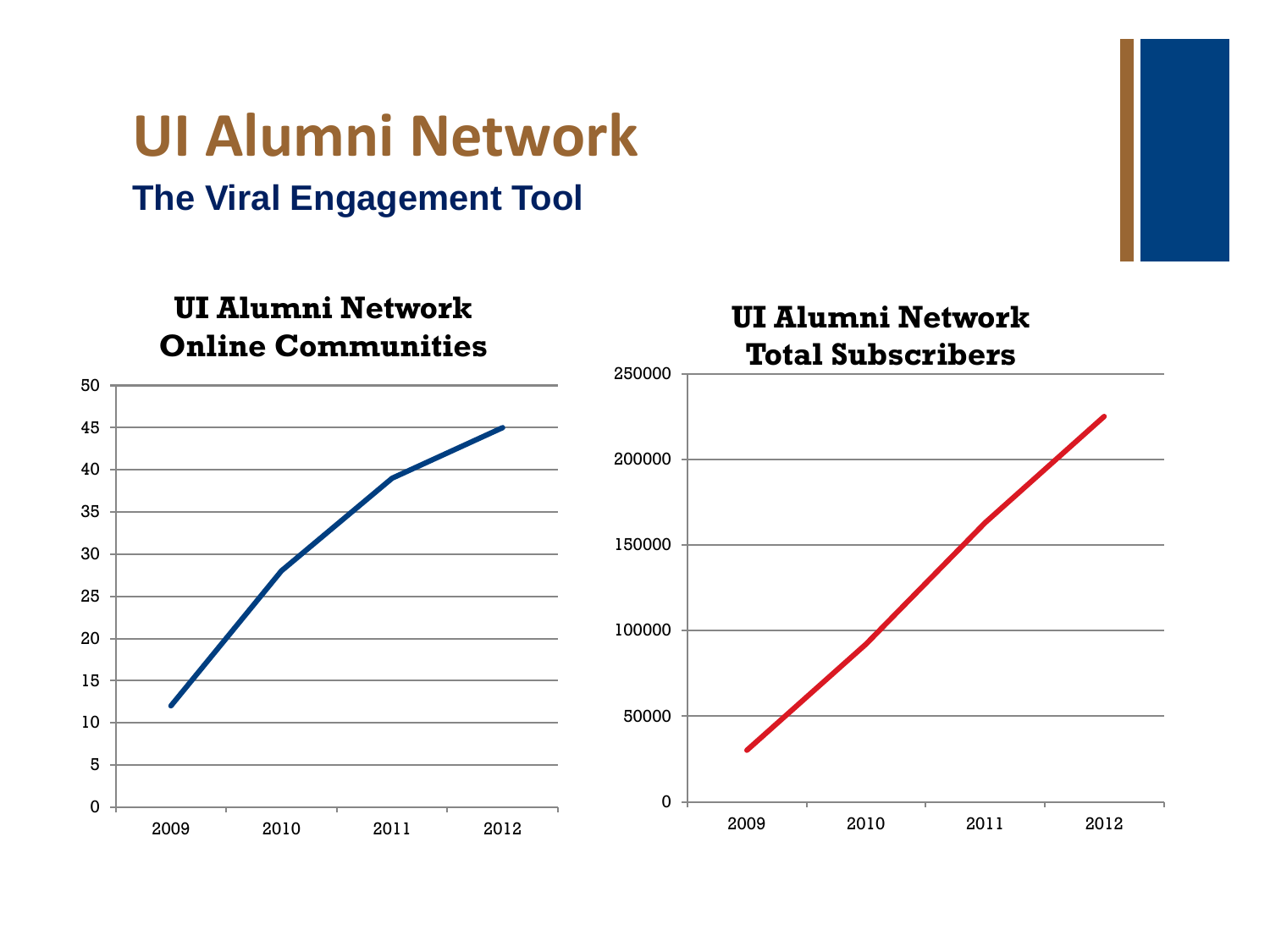# UI Alumni Network

## The Viral Engagement Tool

**UI Alumni Network Online Communities**

**UI Alumni Network Total Subscribers**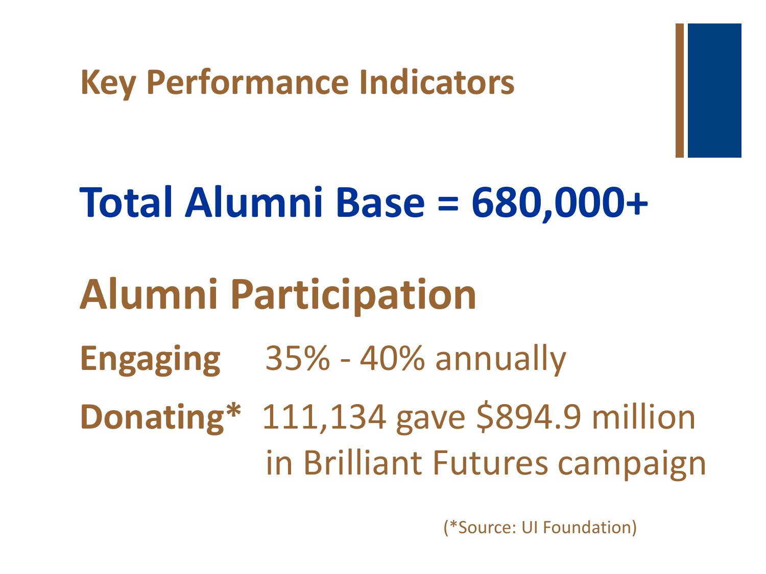# Key Performance Indicators

## Total Alumni Base = 680,000+

## Alumni Participation

**Engaging** 35% - 40% annually

**Donating*** 111,134 gave $894.9 million in Brilliant Futures campaign

(*Source: UI Foundation)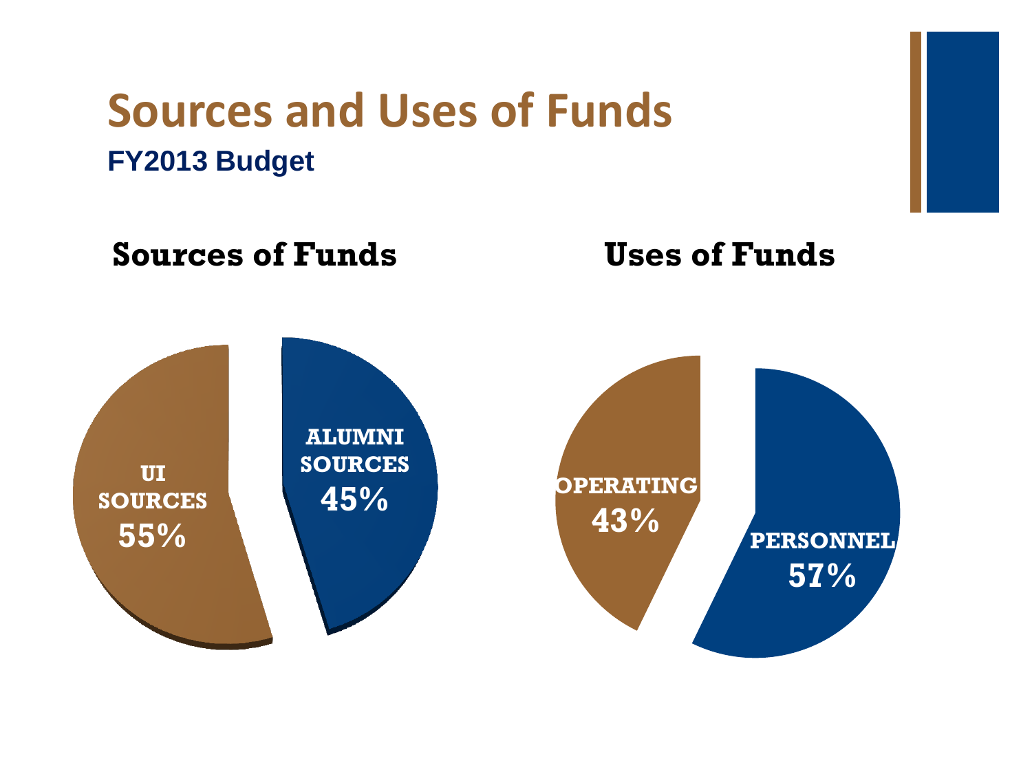# Sources and Uses of Funds

**FY2013 Budget**

## Sources of Funds

- UI SOURCES 55%
- ALUMNI SOURCES 45%

## Uses of Funds

- OPERATING 43%
- PERSONNEL 57%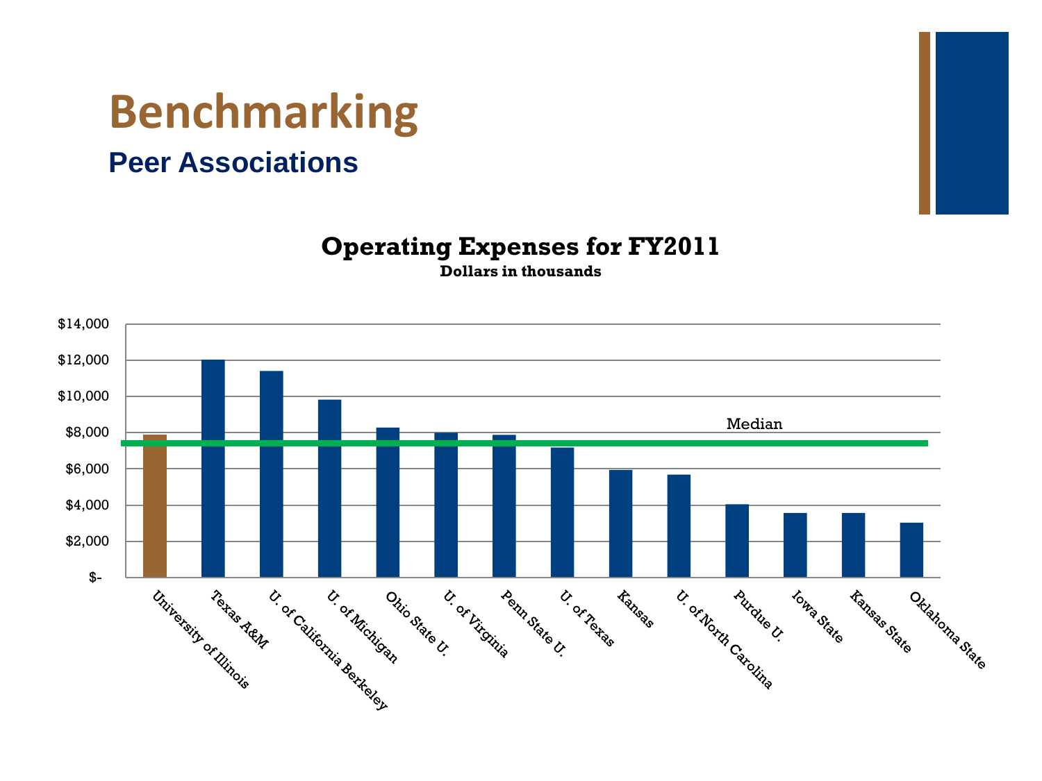# Benchmarking

## Peer Associations

**Operating Expenses for FY2011**

**Dollars in thousands**

| Institution | Operating Expenses |
| --- | --- |
| University of Illinois | ~$7,900 |
| Texas A&M | ~$12,000 |
| U. of California Berkeley | ~$11,400 |
| U. of Michigan | ~$9,800 |
| Ohio State U. | ~$8,300 |
| U. of Virginia | ~$8,000 |
| Penn State U. | ~$7,900 |
| U. of Texas | ~$7,200 |
| Kansas | ~$5,900 |
| U. of North Carolina | ~$5,700 |
| Purdue U. | ~$4,000 |
| Iowa State | ~$3,600 |
| Kansas State | ~$3,600 |
| Oklahoma State | ~$3,000 |

Median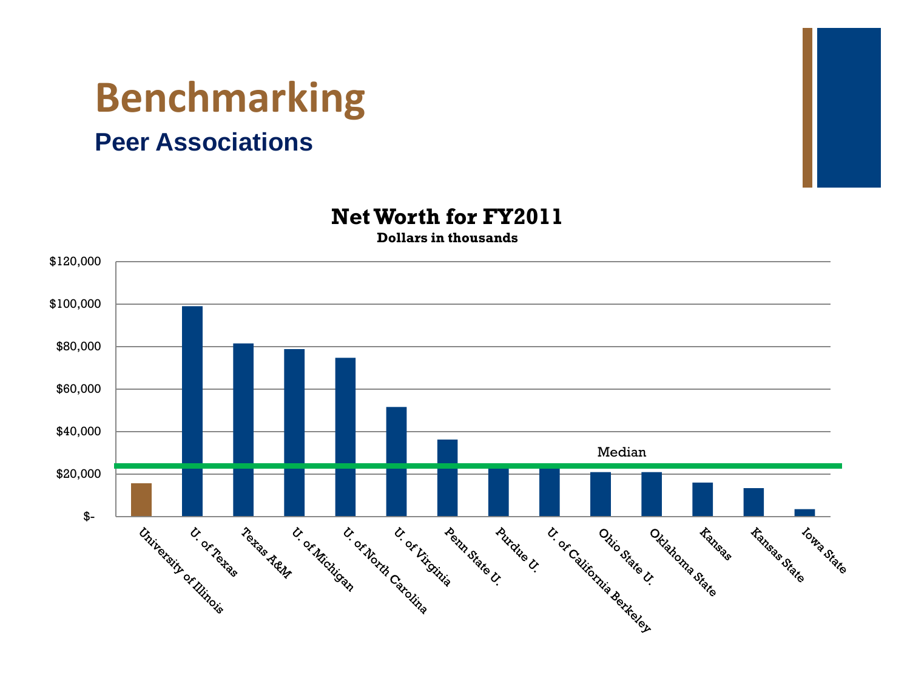# Benchmarking

## Peer Associations

**Net Worth for FY2011**

**Dollars in thousands**

| Association | Net Worth (approx.) |
|---|---|
| University of Illinois | $16,000 |
| U. of Texas | $99,000 |
| Texas A&M | $81,000 |
| U. of Michigan | $79,000 |
| U. of North Carolina | $75,000 |
| U. of Virginia | $51,000 |
| Penn State U. | $36,000 |
| Purdue U. | $24,000 |
| U. of California Berkeley | $24,000 |
| Ohio State U. | $21,000 |
| Oklahoma State | $21,000 |
| Kansas | $16,000 |
| Kansas State | $13,000 |
| Iowa State | $3,000 |

Median: approx. $24,000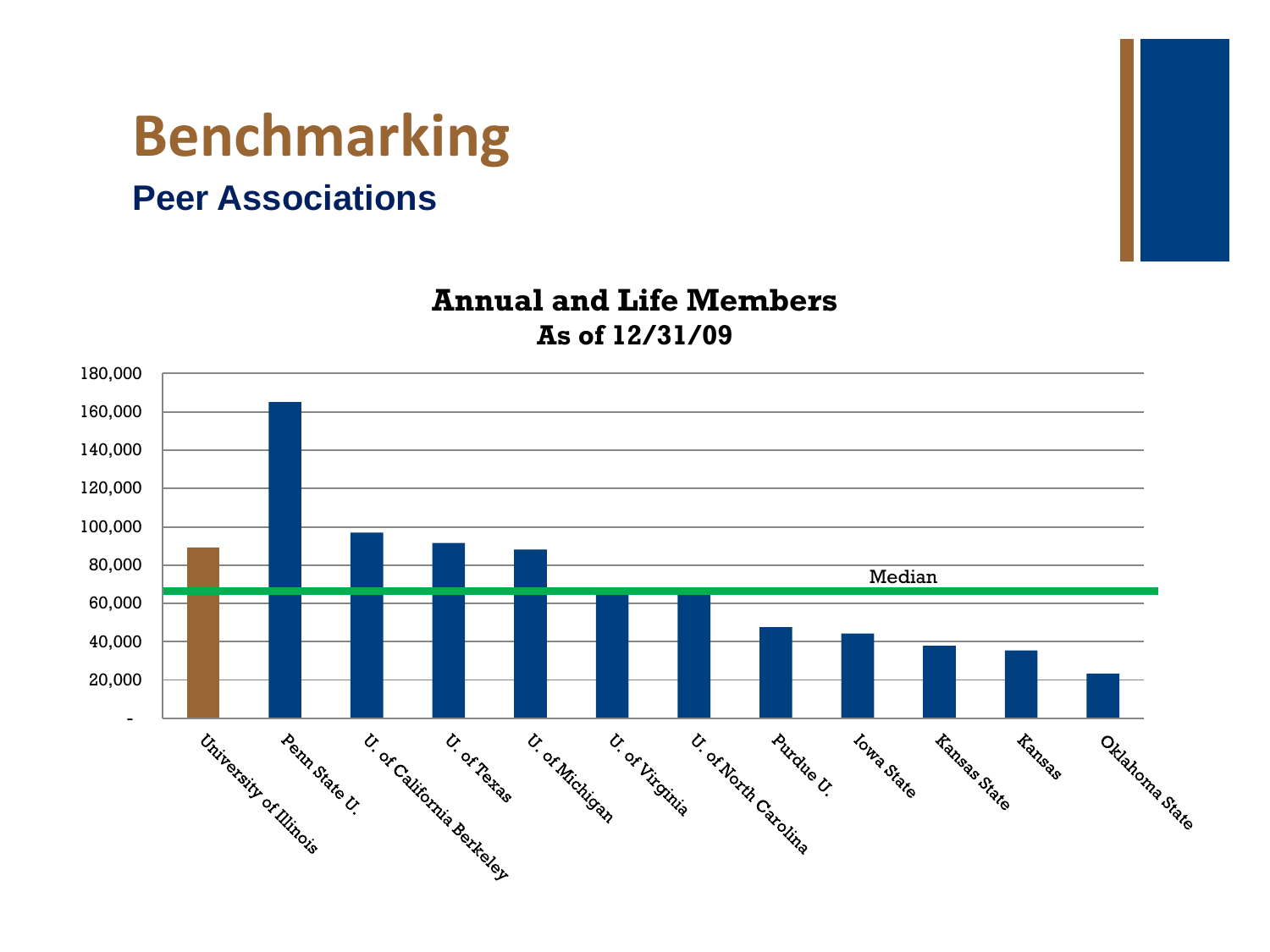# Benchmarking

## Peer Associations

**Annual and Life Members**
**As of 12/31/09**

| Institution | Annual and Life Members (approx.) |
|---|---|
| University of Illinois | 89,000 |
| Penn State U. | 165,000 |
| U. of California Berkeley | 97,000 |
| U. of Texas | 91,500 |
| U. of Michigan | 88,000 |
| U. of Virginia | 67,000 |
| U. of North Carolina | 65,000 |
| Purdue U. | 47,500 |
| Iowa State | 44,000 |
| Kansas State | 38,000 |
| Kansas | 35,000 |
| Oklahoma State | 23,000 |

Median: approximately 66,000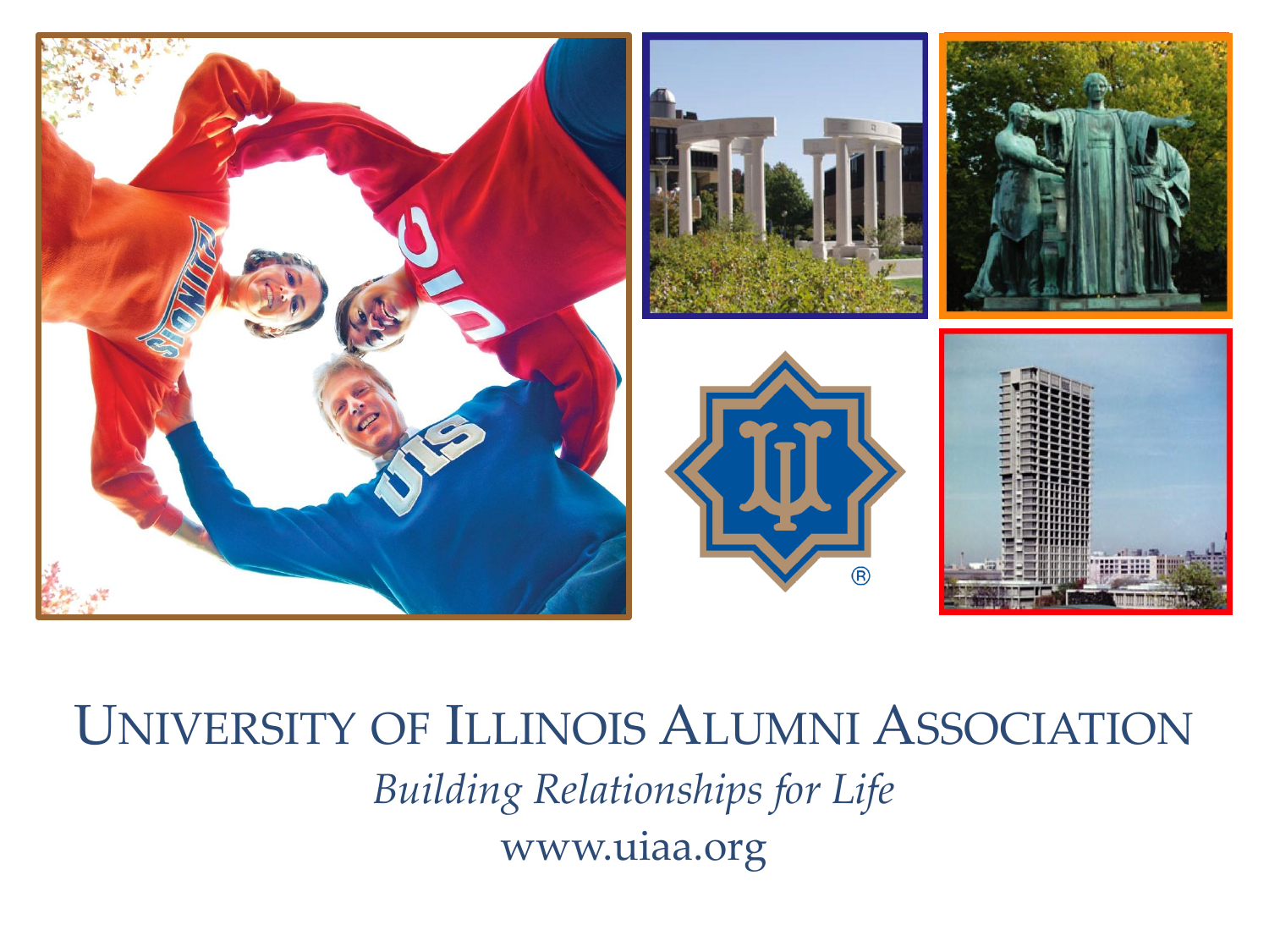# University of Illinois Alumni Association

*Building Relationships for Life*

www.uiaa.org